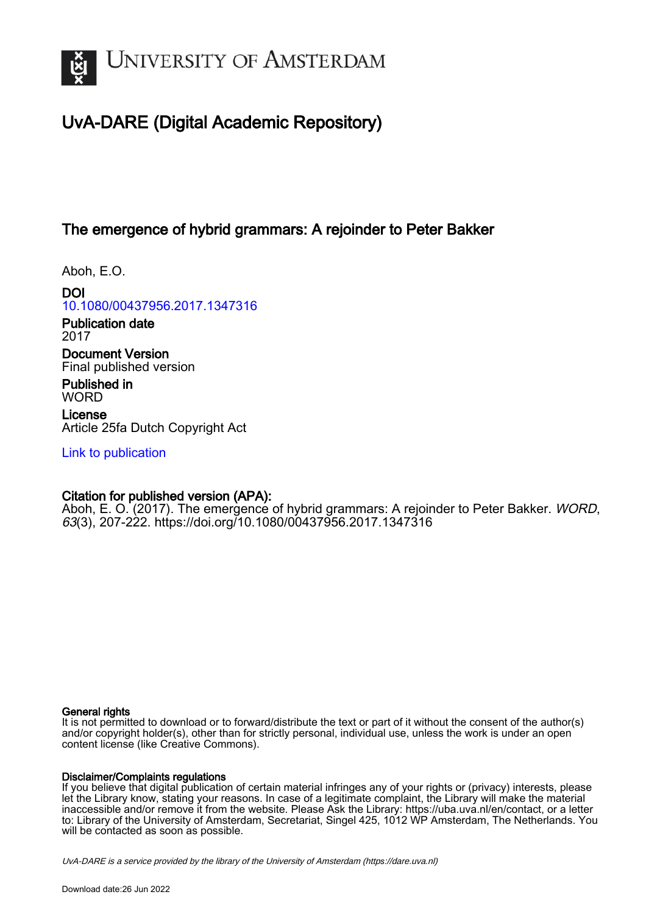# UNIVERSITY OF AMSTERDAM

## UvA-DARE (Digital Academic Repository)

### The emergence of hybrid grammars: A rejoinder to Peter Bakker

Aboh, E.O.

**DOI**
10.1080/00437956.2017.1347316

**Publication date**
2017

**Document Version**
Final published version

**Published in**
WORD

**License**
Article 25fa Dutch Copyright Act

Link to publication

**Citation for published version (APA):**
Aboh, E. O. (2017). The emergence of hybrid grammars: A rejoinder to Peter Bakker. *WORD*, *63*(3), 207-222. https://doi.org/10.1080/00437956.2017.1347316

**General rights**
It is not permitted to download or to forward/distribute the text or part of it without the consent of the author(s) and/or copyright holder(s), other than for strictly personal, individual use, unless the work is under an open content license (like Creative Commons).

**Disclaimer/Complaints regulations**
If you believe that digital publication of certain material infringes any of your rights or (privacy) interests, please let the Library know, stating your reasons. In case of a legitimate complaint, the Library will make the material inaccessible and/or remove it from the website. Please Ask the Library: https://uba.uva.nl/en/contact, or a letter to: Library of the University of Amsterdam, Secretariat, Singel 425, 1012 WP Amsterdam, The Netherlands. You will be contacted as soon as possible.

*UvA-DARE is a service provided by the library of the University of Amsterdam (https://dare.uva.nl)*

Download date:26 Jun 2022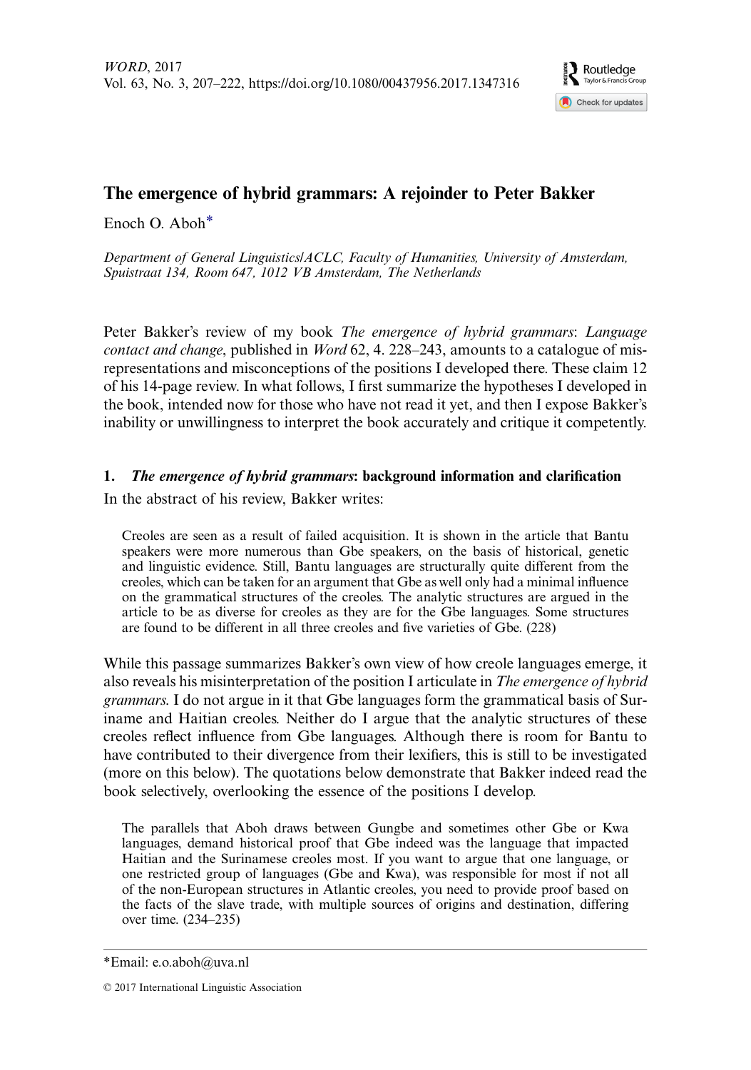# The emergence of hybrid grammars: A rejoinder to Peter Bakker

Enoch O. Aboh*

*Department of General Linguistics/ACLC, Faculty of Humanities, University of Amsterdam, Spuistraat 134, Room 647, 1012 VB Amsterdam, The Netherlands*

Peter Bakker's review of my book *The emergence of hybrid grammars*: *Language contact and change*, published in *Word* 62, 4. 228–243, amounts to a catalogue of misrepresentations and misconceptions of the positions I developed there. These claim 12 of his 14-page review. In what follows, I first summarize the hypotheses I developed in the book, intended now for those who have not read it yet, and then I expose Bakker's inability or unwillingness to interpret the book accurately and critique it competently.

## 1. *The emergence of hybrid grammars*: background information and clarification

In the abstract of his review, Bakker writes:

> Creoles are seen as a result of failed acquisition. It is shown in the article that Bantu speakers were more numerous than Gbe speakers, on the basis of historical, genetic and linguistic evidence. Still, Bantu languages are structurally quite different from the creoles, which can be taken for an argument that Gbe as well only had a minimal influence on the grammatical structures of the creoles. The analytic structures are argued in the article to be as diverse for creoles as they are for the Gbe languages. Some structures are found to be different in all three creoles and five varieties of Gbe. (228)

While this passage summarizes Bakker's own view of how creole languages emerge, it also reveals his misinterpretation of the position I articulate in *The emergence of hybrid grammars*. I do not argue in it that Gbe languages form the grammatical basis of Suriname and Haitian creoles. Neither do I argue that the analytic structures of these creoles reflect influence from Gbe languages. Although there is room for Bantu to have contributed to their divergence from their lexifiers, this is still to be investigated (more on this below). The quotations below demonstrate that Bakker indeed read the book selectively, overlooking the essence of the positions I develop.

> The parallels that Aboh draws between Gungbe and sometimes other Gbe or Kwa languages, demand historical proof that Gbe indeed was the language that impacted Haitian and the Surinamese creoles most. If you want to argue that one language, or one restricted group of languages (Gbe and Kwa), was responsible for most if not all of the non-European structures in Atlantic creoles, you need to provide proof based on the facts of the slave trade, with multiple sources of origins and destination, differing over time. (234–235)

*Email: e.o.aboh@uva.nl

© 2017 International Linguistic Association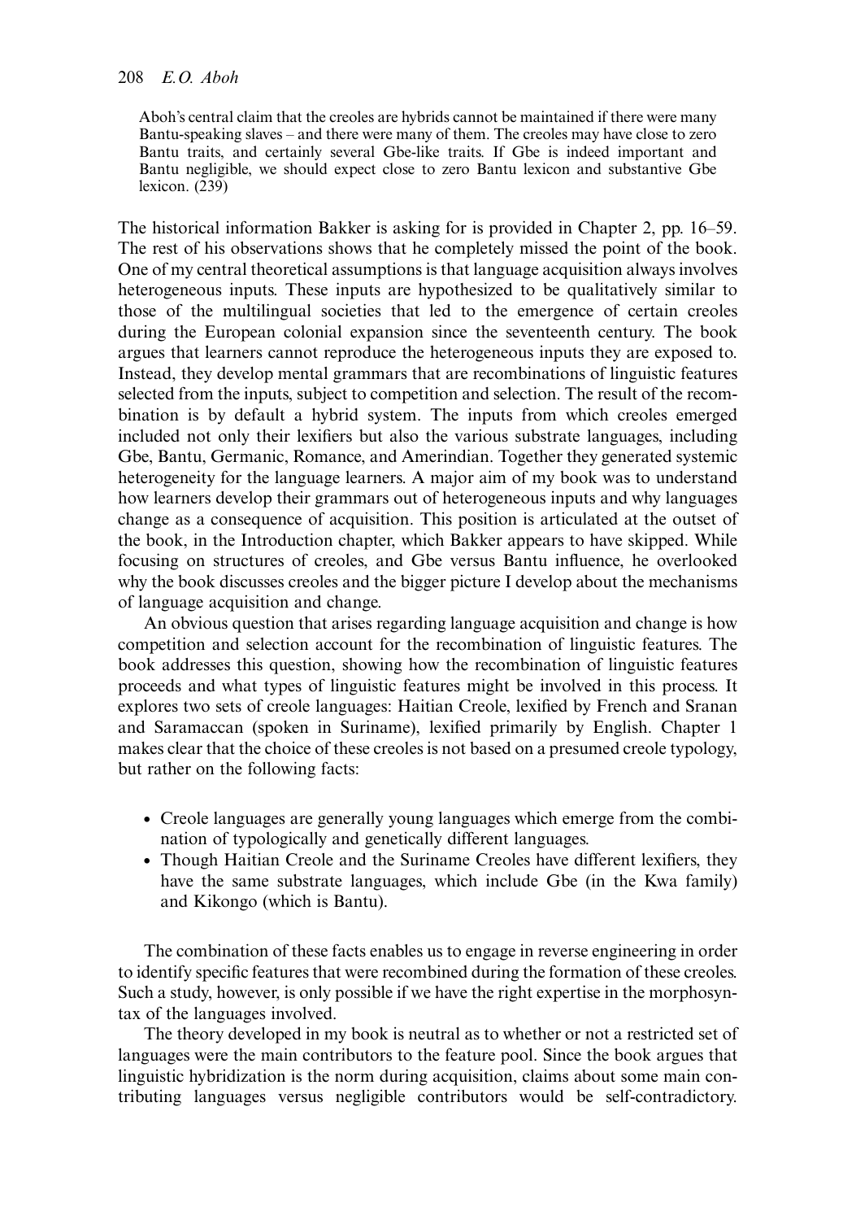> Aboh's central claim that the creoles are hybrids cannot be maintained if there were many Bantu-speaking slaves – and there were many of them. The creoles may have close to zero Bantu traits, and certainly several Gbe-like traits. If Gbe is indeed important and Bantu negligible, we should expect close to zero Bantu lexicon and substantive Gbe lexicon. (239)

The historical information Bakker is asking for is provided in Chapter 2, pp. 16–59. The rest of his observations shows that he completely missed the point of the book. One of my central theoretical assumptions is that language acquisition always involves heterogeneous inputs. These inputs are hypothesized to be qualitatively similar to those of the multilingual societies that led to the emergence of certain creoles during the European colonial expansion since the seventeenth century. The book argues that learners cannot reproduce the heterogeneous inputs they are exposed to. Instead, they develop mental grammars that are recombinations of linguistic features selected from the inputs, subject to competition and selection. The result of the recombination is by default a hybrid system. The inputs from which creoles emerged included not only their lexifiers but also the various substrate languages, including Gbe, Bantu, Germanic, Romance, and Amerindian. Together they generated systemic heterogeneity for the language learners. A major aim of my book was to understand how learners develop their grammars out of heterogeneous inputs and why languages change as a consequence of acquisition. This position is articulated at the outset of the book, in the Introduction chapter, which Bakker appears to have skipped. While focusing on structures of creoles, and Gbe versus Bantu influence, he overlooked why the book discusses creoles and the bigger picture I develop about the mechanisms of language acquisition and change.

An obvious question that arises regarding language acquisition and change is how competition and selection account for the recombination of linguistic features. The book addresses this question, showing how the recombination of linguistic features proceeds and what types of linguistic features might be involved in this process. It explores two sets of creole languages: Haitian Creole, lexified by French and Sranan and Saramaccan (spoken in Suriname), lexified primarily by English. Chapter 1 makes clear that the choice of these creoles is not based on a presumed creole typology, but rather on the following facts:

- Creole languages are generally young languages which emerge from the combination of typologically and genetically different languages.
- Though Haitian Creole and the Suriname Creoles have different lexifiers, they have the same substrate languages, which include Gbe (in the Kwa family) and Kikongo (which is Bantu).

The combination of these facts enables us to engage in reverse engineering in order to identify specific features that were recombined during the formation of these creoles. Such a study, however, is only possible if we have the right expertise in the morphosyntax of the languages involved.

The theory developed in my book is neutral as to whether or not a restricted set of languages were the main contributors to the feature pool. Since the book argues that linguistic hybridization is the norm during acquisition, claims about some main contributing languages versus negligible contributors would be self-contradictory.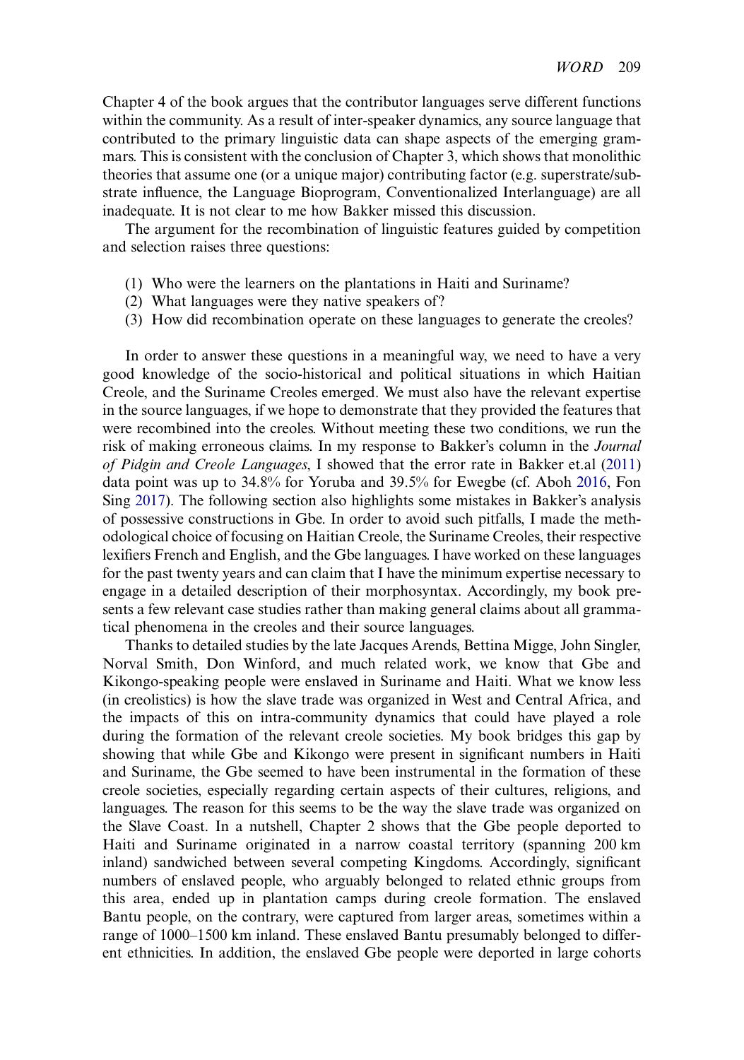Chapter 4 of the book argues that the contributor languages serve different functions within the community. As a result of inter-speaker dynamics, any source language that contributed to the primary linguistic data can shape aspects of the emerging grammars. This is consistent with the conclusion of Chapter 3, which shows that monolithic theories that assume one (or a unique major) contributing factor (e.g. superstrate/substrate influence, the Language Bioprogram, Conventionalized Interlanguage) are all inadequate. It is not clear to me how Bakker missed this discussion.

The argument for the recombination of linguistic features guided by competition and selection raises three questions:

(1) Who were the learners on the plantations in Haiti and Suriname?
(2) What languages were they native speakers of?
(3) How did recombination operate on these languages to generate the creoles?

In order to answer these questions in a meaningful way, we need to have a very good knowledge of the socio-historical and political situations in which Haitian Creole, and the Suriname Creoles emerged. We must also have the relevant expertise in the source languages, if we hope to demonstrate that they provided the features that were recombined into the creoles. Without meeting these two conditions, we run the risk of making erroneous claims. In my response to Bakker's column in the *Journal of Pidgin and Creole Languages*, I showed that the error rate in Bakker et.al (2011) data point was up to 34.8% for Yoruba and 39.5% for Ewegbe (cf. Aboh 2016, Fon Sing 2017). The following section also highlights some mistakes in Bakker's analysis of possessive constructions in Gbe. In order to avoid such pitfalls, I made the methodological choice of focusing on Haitian Creole, the Suriname Creoles, their respective lexifiers French and English, and the Gbe languages. I have worked on these languages for the past twenty years and can claim that I have the minimum expertise necessary to engage in a detailed description of their morphosyntax. Accordingly, my book presents a few relevant case studies rather than making general claims about all grammatical phenomena in the creoles and their source languages.

Thanks to detailed studies by the late Jacques Arends, Bettina Migge, John Singler, Norval Smith, Don Winford, and much related work, we know that Gbe and Kikongo-speaking people were enslaved in Suriname and Haiti. What we know less (in creolistics) is how the slave trade was organized in West and Central Africa, and the impacts of this on intra-community dynamics that could have played a role during the formation of the relevant creole societies. My book bridges this gap by showing that while Gbe and Kikongo were present in significant numbers in Haiti and Suriname, the Gbe seemed to have been instrumental in the formation of these creole societies, especially regarding certain aspects of their cultures, religions, and languages. The reason for this seems to be the way the slave trade was organized on the Slave Coast. In a nutshell, Chapter 2 shows that the Gbe people deported to Haiti and Suriname originated in a narrow coastal territory (spanning 200 km inland) sandwiched between several competing Kingdoms. Accordingly, significant numbers of enslaved people, who arguably belonged to related ethnic groups from this area, ended up in plantation camps during creole formation. The enslaved Bantu people, on the contrary, were captured from larger areas, sometimes within a range of 1000–1500 km inland. These enslaved Bantu presumably belonged to different ethnicities. In addition, the enslaved Gbe people were deported in large cohorts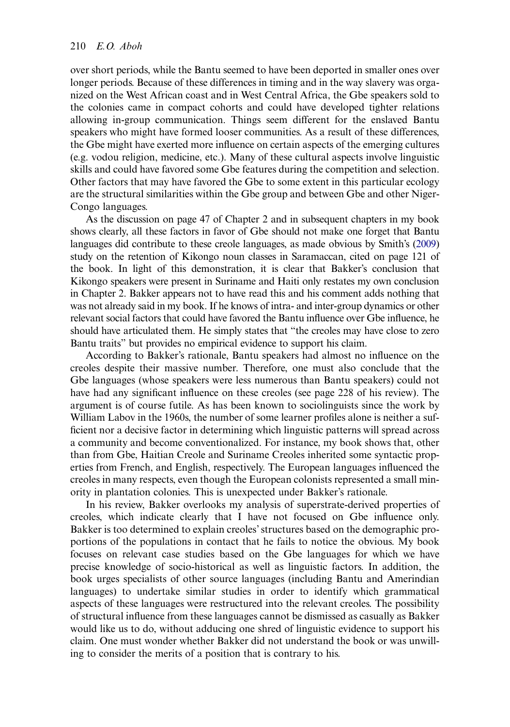over short periods, while the Bantu seemed to have been deported in smaller ones over longer periods. Because of these differences in timing and in the way slavery was organized on the West African coast and in West Central Africa, the Gbe speakers sold to the colonies came in compact cohorts and could have developed tighter relations allowing in-group communication. Things seem different for the enslaved Bantu speakers who might have formed looser communities. As a result of these differences, the Gbe might have exerted more influence on certain aspects of the emerging cultures (e.g. vodou religion, medicine, etc.). Many of these cultural aspects involve linguistic skills and could have favored some Gbe features during the competition and selection. Other factors that may have favored the Gbe to some extent in this particular ecology are the structural similarities within the Gbe group and between Gbe and other Niger-Congo languages.

As the discussion on page 47 of Chapter 2 and in subsequent chapters in my book shows clearly, all these factors in favor of Gbe should not make one forget that Bantu languages did contribute to these creole languages, as made obvious by Smith's (2009) study on the retention of Kikongo noun classes in Saramaccan, cited on page 121 of the book. In light of this demonstration, it is clear that Bakker's conclusion that Kikongo speakers were present in Suriname and Haiti only restates my own conclusion in Chapter 2. Bakker appears not to have read this and his comment adds nothing that was not already said in my book. If he knows of intra- and inter-group dynamics or other relevant social factors that could have favored the Bantu influence over Gbe influence, he should have articulated them. He simply states that "the creoles may have close to zero Bantu traits" but provides no empirical evidence to support his claim.

According to Bakker's rationale, Bantu speakers had almost no influence on the creoles despite their massive number. Therefore, one must also conclude that the Gbe languages (whose speakers were less numerous than Bantu speakers) could not have had any significant influence on these creoles (see page 228 of his review). The argument is of course futile. As has been known to sociolinguists since the work by William Labov in the 1960s, the number of some learner profiles alone is neither a sufficient nor a decisive factor in determining which linguistic patterns will spread across a community and become conventionalized. For instance, my book shows that, other than from Gbe, Haitian Creole and Suriname Creoles inherited some syntactic properties from French, and English, respectively. The European languages influenced the creoles in many respects, even though the European colonists represented a small minority in plantation colonies. This is unexpected under Bakker's rationale.

In his review, Bakker overlooks my analysis of superstrate-derived properties of creoles, which indicate clearly that I have not focused on Gbe influence only. Bakker is too determined to explain creoles' structures based on the demographic proportions of the populations in contact that he fails to notice the obvious. My book focuses on relevant case studies based on the Gbe languages for which we have precise knowledge of socio-historical as well as linguistic factors. In addition, the book urges specialists of other source languages (including Bantu and Amerindian languages) to undertake similar studies in order to identify which grammatical aspects of these languages were restructured into the relevant creoles. The possibility of structural influence from these languages cannot be dismissed as casually as Bakker would like us to do, without adducing one shred of linguistic evidence to support his claim. One must wonder whether Bakker did not understand the book or was unwilling to consider the merits of a position that is contrary to his.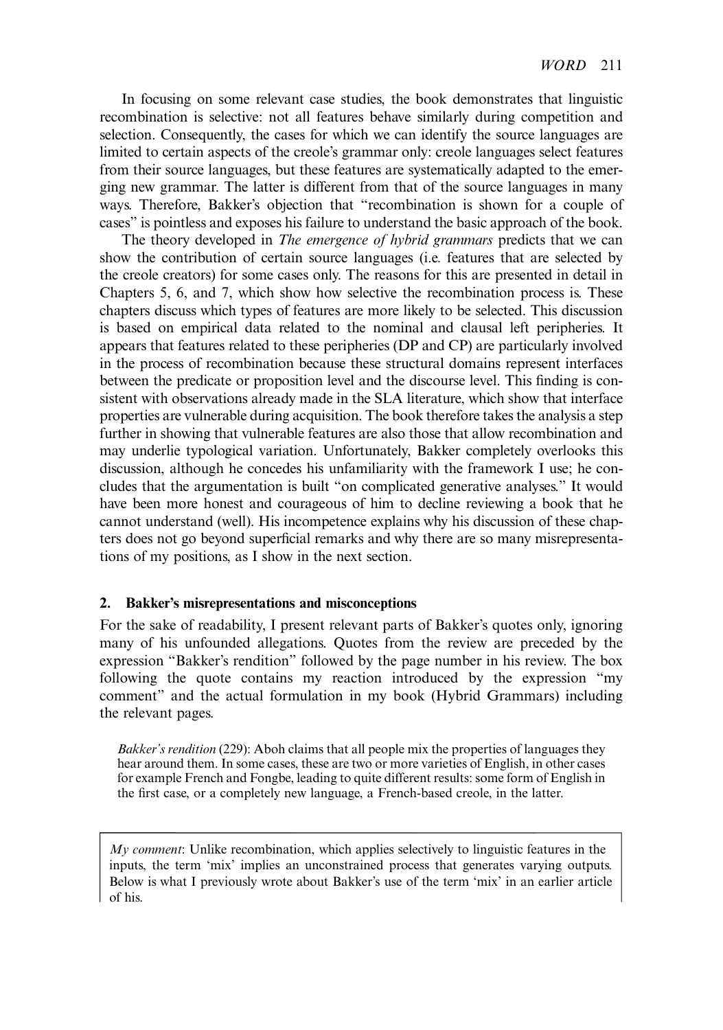In focusing on some relevant case studies, the book demonstrates that linguistic recombination is selective: not all features behave similarly during competition and selection. Consequently, the cases for which we can identify the source languages are limited to certain aspects of the creole's grammar only: creole languages select features from their source languages, but these features are systematically adapted to the emerging new grammar. The latter is different from that of the source languages in many ways. Therefore, Bakker's objection that "recombination is shown for a couple of cases" is pointless and exposes his failure to understand the basic approach of the book.

The theory developed in *The emergence of hybrid grammars* predicts that we can show the contribution of certain source languages (i.e. features that are selected by the creole creators) for some cases only. The reasons for this are presented in detail in Chapters 5, 6, and 7, which show how selective the recombination process is. These chapters discuss which types of features are more likely to be selected. This discussion is based on empirical data related to the nominal and clausal left peripheries. It appears that features related to these peripheries (DP and CP) are particularly involved in the process of recombination because these structural domains represent interfaces between the predicate or proposition level and the discourse level. This finding is consistent with observations already made in the SLA literature, which show that interface properties are vulnerable during acquisition. The book therefore takes the analysis a step further in showing that vulnerable features are also those that allow recombination and may underlie typological variation. Unfortunately, Bakker completely overlooks this discussion, although he concedes his unfamiliarity with the framework I use; he concludes that the argumentation is built "on complicated generative analyses." It would have been more honest and courageous of him to decline reviewing a book that he cannot understand (well). His incompetence explains why his discussion of these chapters does not go beyond superficial remarks and why there are so many misrepresentations of my positions, as I show in the next section.

## 2. Bakker's misrepresentations and misconceptions

For the sake of readability, I present relevant parts of Bakker's quotes only, ignoring many of his unfounded allegations. Quotes from the review are preceded by the expression "Bakker's rendition" followed by the page number in his review. The box following the quote contains my reaction introduced by the expression "my comment" and the actual formulation in my book (Hybrid Grammars) including the relevant pages.

> *Bakker's rendition* (229): Aboh claims that all people mix the properties of languages they hear around them. In some cases, these are two or more varieties of English, in other cases for example French and Fongbe, leading to quite different results: some form of English in the first case, or a completely new language, a French-based creole, in the latter.

*My comment*: Unlike recombination, which applies selectively to linguistic features in the inputs, the term 'mix' implies an unconstrained process that generates varying outputs. Below is what I previously wrote about Bakker's use of the term 'mix' in an earlier article of his.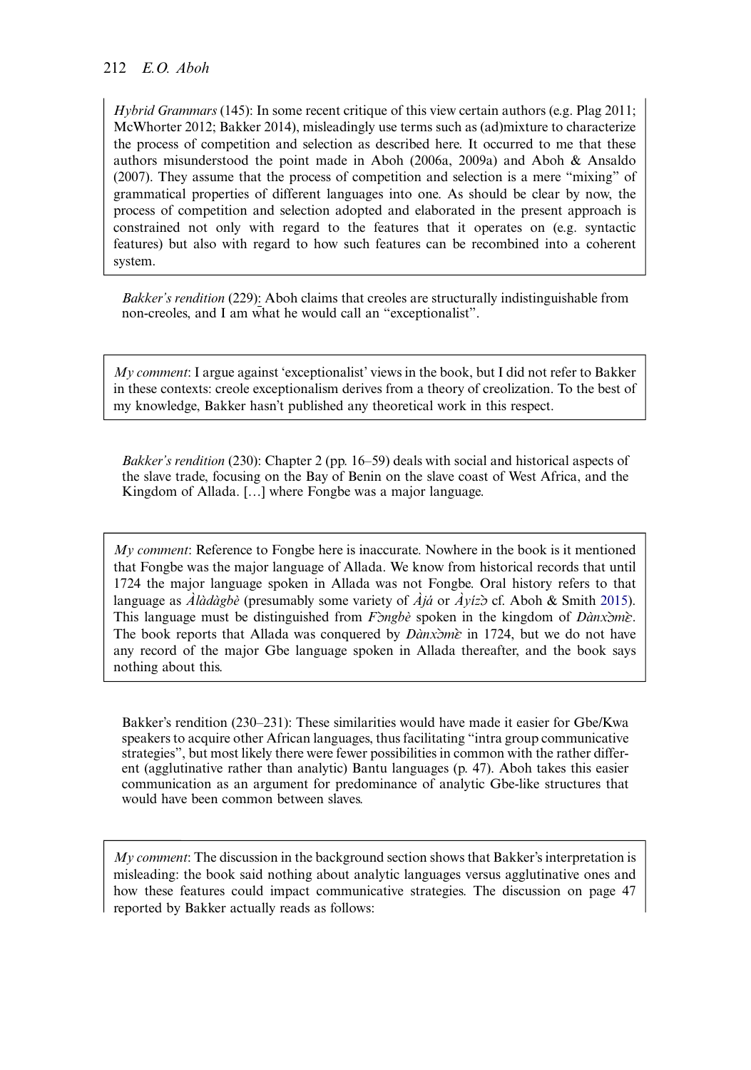*Hybrid Grammars* (145): In some recent critique of this view certain authors (e.g. Plag 2011; McWhorter 2012; Bakker 2014), misleadingly use terms such as (ad)mixture to characterize the process of competition and selection as described here. It occurred to me that these authors misunderstood the point made in Aboh (2006a, 2009a) and Aboh & Ansaldo (2007). They assume that the process of competition and selection is a mere "mixing" of grammatical properties of different languages into one. As should be clear by now, the process of competition and selection adopted and elaborated in the present approach is constrained not only with regard to the features that it operates on (e.g. syntactic features) but also with regard to how such features can be recombined into a coherent system.

*Bakker's rendition* (229): Aboh claims that creoles are structurally indistinguishable from non-creoles, and I am what he would call an "exceptionalist".

*My comment*: I argue against 'exceptionalist' views in the book, but I did not refer to Bakker in these contexts: creole exceptionalism derives from a theory of creolization. To the best of my knowledge, Bakker hasn't published any theoretical work in this respect.

*Bakker's rendition* (230): Chapter 2 (pp. 16–59) deals with social and historical aspects of the slave trade, focusing on the Bay of Benin on the slave coast of West Africa, and the Kingdom of Allada. […] where Fongbe was a major language.

*My comment*: Reference to Fongbe here is inaccurate. Nowhere in the book is it mentioned that Fongbe was the major language of Allada. We know from historical records that until 1724 the major language spoken in Allada was not Fongbe. Oral history refers to that language as *Àlàdàgbè* (presumably some variety of *Àjá* or *Àyìzɔ̀* cf. Aboh & Smith 2015). This language must be distinguished from *Fɔ̀ngbè* spoken in the kingdom of *Dànxɔ̀mɛ̀*. The book reports that Allada was conquered by *Dànxɔ̀mɛ̀* in 1724, but we do not have any record of the major Gbe language spoken in Allada thereafter, and the book says nothing about this.

Bakker's rendition (230–231): These similarities would have made it easier for Gbe/Kwa speakers to acquire other African languages, thus facilitating "intra group communicative strategies", but most likely there were fewer possibilities in common with the rather different (agglutinative rather than analytic) Bantu languages (p. 47). Aboh takes this easier communication as an argument for predominance of analytic Gbe-like structures that would have been common between slaves.

*My comment*: The discussion in the background section shows that Bakker's interpretation is misleading: the book said nothing about analytic languages versus agglutinative ones and how these features could impact communicative strategies. The discussion on page 47 reported by Bakker actually reads as follows: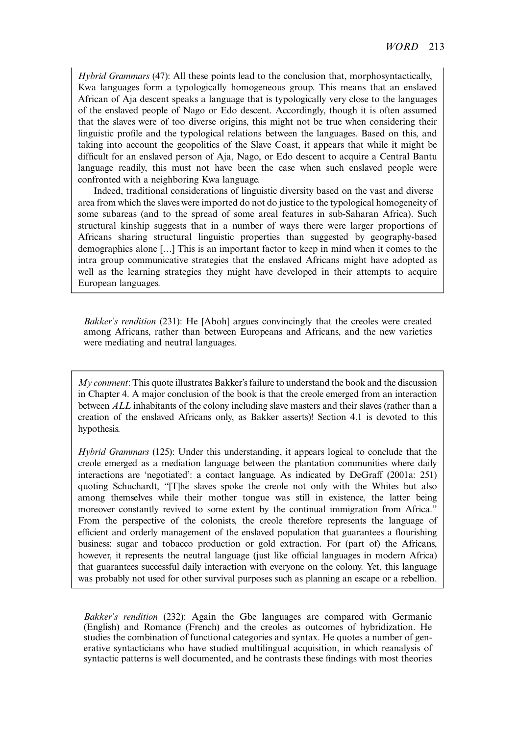*Hybrid Grammars* (47): All these points lead to the conclusion that, morphosyntactically, Kwa languages form a typologically homogeneous group. This means that an enslaved African of Aja descent speaks a language that is typologically very close to the languages of the enslaved people of Nago or Edo descent. Accordingly, though it is often assumed that the slaves were of too diverse origins, this might not be true when considering their linguistic profile and the typological relations between the languages. Based on this, and taking into account the geopolitics of the Slave Coast, it appears that while it might be difficult for an enslaved person of Aja, Nago, or Edo descent to acquire a Central Bantu language readily, this must not have been the case when such enslaved people were confronted with a neighboring Kwa language.

Indeed, traditional considerations of linguistic diversity based on the vast and diverse area from which the slaves were imported do not do justice to the typological homogeneity of some subareas (and to the spread of some areal features in sub-Saharan Africa). Such structural kinship suggests that in a number of ways there were larger proportions of Africans sharing structural linguistic properties than suggested by geography-based demographics alone […] This is an important factor to keep in mind when it comes to the intra group communicative strategies that the enslaved Africans might have adopted as well as the learning strategies they might have developed in their attempts to acquire European languages.

*Bakker's rendition* (231): He [Aboh] argues convincingly that the creoles were created among Africans, rather than between Europeans and Africans, and the new varieties were mediating and neutral languages.

*My comment*: This quote illustrates Bakker's failure to understand the book and the discussion in Chapter 4. A major conclusion of the book is that the creole emerged from an interaction between *ALL* inhabitants of the colony including slave masters and their slaves (rather than a creation of the enslaved Africans only, as Bakker asserts)! Section 4.1 is devoted to this hypothesis.

*Hybrid Grammars* (125): Under this understanding, it appears logical to conclude that the creole emerged as a mediation language between the plantation communities where daily interactions are 'negotiated': a contact language. As indicated by DeGraff (2001a: 251) quoting Schuchardt, "[T]he slaves spoke the creole not only with the Whites but also among themselves while their mother tongue was still in existence, the latter being moreover constantly revived to some extent by the continual immigration from Africa." From the perspective of the colonists, the creole therefore represents the language of efficient and orderly management of the enslaved population that guarantees a flourishing business: sugar and tobacco production or gold extraction. For (part of) the Africans, however, it represents the neutral language (just like official languages in modern Africa) that guarantees successful daily interaction with everyone on the colony. Yet, this language was probably not used for other survival purposes such as planning an escape or a rebellion.

*Bakker's rendition* (232): Again the Gbe languages are compared with Germanic (English) and Romance (French) and the creoles as outcomes of hybridization. He studies the combination of functional categories and syntax. He quotes a number of generative syntacticians who have studied multilingual acquisition, in which reanalysis of syntactic patterns is well documented, and he contrasts these findings with most theories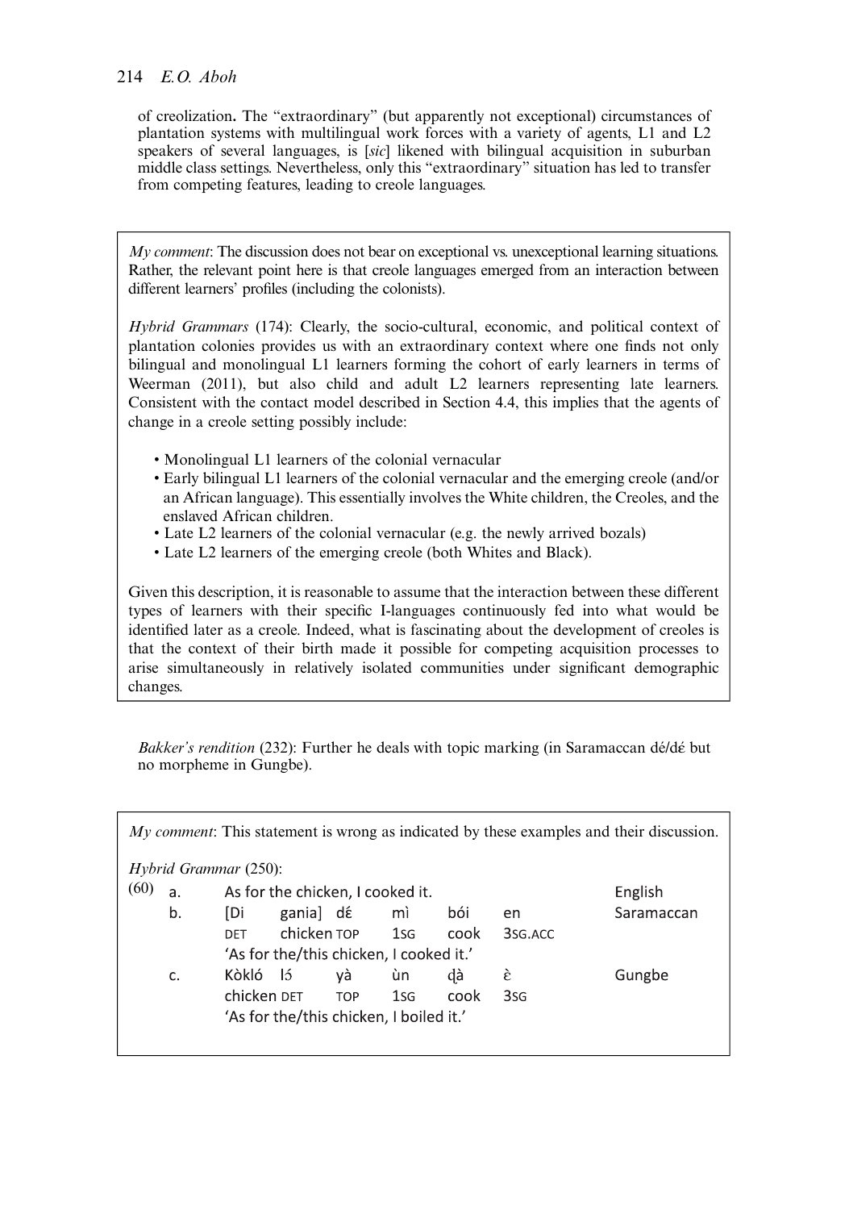of creolization. The "extraordinary" (but apparently not exceptional) circumstances of plantation systems with multilingual work forces with a variety of agents, L1 and L2 speakers of several languages, is [*sic*] likened with bilingual acquisition in suburban middle class settings. Nevertheless, only this "extraordinary" situation has led to transfer from competing features, leading to creole languages.

> *My comment*: The discussion does not bear on exceptional vs. unexceptional learning situations. Rather, the relevant point here is that creole languages emerged from an interaction between different learners' profiles (including the colonists).
>
> *Hybrid Grammars* (174): Clearly, the socio-cultural, economic, and political context of plantation colonies provides us with an extraordinary context where one finds not only bilingual and monolingual L1 learners forming the cohort of early learners in terms of Weerman (2011), but also child and adult L2 learners representing late learners. Consistent with the contact model described in Section 4.4, this implies that the agents of change in a creole setting possibly include:
>
> - Monolingual L1 learners of the colonial vernacular
> - Early bilingual L1 learners of the colonial vernacular and the emerging creole (and/or an African language). This essentially involves the White children, the Creoles, and the enslaved African children.
> - Late L2 learners of the colonial vernacular (e.g. the newly arrived bozals)
> - Late L2 learners of the emerging creole (both Whites and Black).
>
> Given this description, it is reasonable to assume that the interaction between these different types of learners with their specific I-languages continuously fed into what would be identified later as a creole. Indeed, what is fascinating about the development of creoles is that the context of their birth made it possible for competing acquisition processes to arise simultaneously in relatively isolated communities under significant demographic changes.

*Bakker's rendition* (232): Further he deals with topic marking (in Saramaccan dé/dɛ́ but no morpheme in Gungbe).

> *My comment*: This statement is wrong as indicated by these examples and their discussion.
>
> *Hybrid Grammar* (250):
>
> (60)
>
> a. As for the chicken, I cooked it. — English
>
> b. [Di gania] dɛ́ mì bói en — Saramaccan
>    DET chicken TOP 1SG cook 3SG.ACC
>    'As for the/this chicken, I cooked it.'
>
> c. Kòkló lɔ́ yà ùn ɖà ɛ̀ — Gungbe
>    chicken DET TOP 1SG cook 3SG
>    'As for the/this chicken, I boiled it.'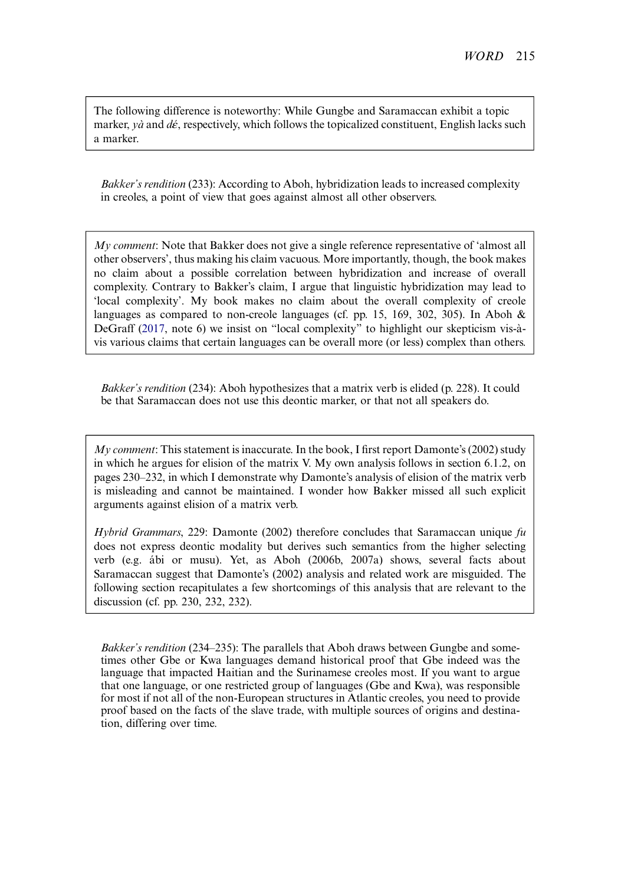The following difference is noteworthy: While Gungbe and Saramaccan exhibit a topic marker, *yà* and *dé*, respectively, which follows the topicalized constituent, English lacks such a marker.

*Bakker's rendition* (233): According to Aboh, hybridization leads to increased complexity in creoles, a point of view that goes against almost all other observers.

*My comment*: Note that Bakker does not give a single reference representative of 'almost all other observers', thus making his claim vacuous. More importantly, though, the book makes no claim about a possible correlation between hybridization and increase of overall complexity. Contrary to Bakker's claim, I argue that linguistic hybridization may lead to 'local complexity'. My book makes no claim about the overall complexity of creole languages as compared to non-creole languages (cf. pp. 15, 169, 302, 305). In Aboh & DeGraff (2017, note 6) we insist on "local complexity" to highlight our skepticism vis-à-vis various claims that certain languages can be overall more (or less) complex than others.

*Bakker's rendition* (234): Aboh hypothesizes that a matrix verb is elided (p. 228). It could be that Saramaccan does not use this deontic marker, or that not all speakers do.

*My comment*: This statement is inaccurate. In the book, I first report Damonte's (2002) study in which he argues for elision of the matrix V. My own analysis follows in section 6.1.2, on pages 230–232, in which I demonstrate why Damonte's analysis of elision of the matrix verb is misleading and cannot be maintained. I wonder how Bakker missed all such explicit arguments against elision of a matrix verb.

*Hybrid Grammars*, 229: Damonte (2002) therefore concludes that Saramaccan unique *fu* does not express deontic modality but derives such semantics from the higher selecting verb (e.g. ábi or musu). Yet, as Aboh (2006b, 2007a) shows, several facts about Saramaccan suggest that Damonte's (2002) analysis and related work are misguided. The following section recapitulates a few shortcomings of this analysis that are relevant to the discussion (cf. pp. 230, 232, 232).

*Bakker's rendition* (234–235): The parallels that Aboh draws between Gungbe and sometimes other Gbe or Kwa languages demand historical proof that Gbe indeed was the language that impacted Haitian and the Surinamese creoles most. If you want to argue that one language, or one restricted group of languages (Gbe and Kwa), was responsible for most if not all of the non-European structures in Atlantic creoles, you need to provide proof based on the facts of the slave trade, with multiple sources of origins and destination, differing over time.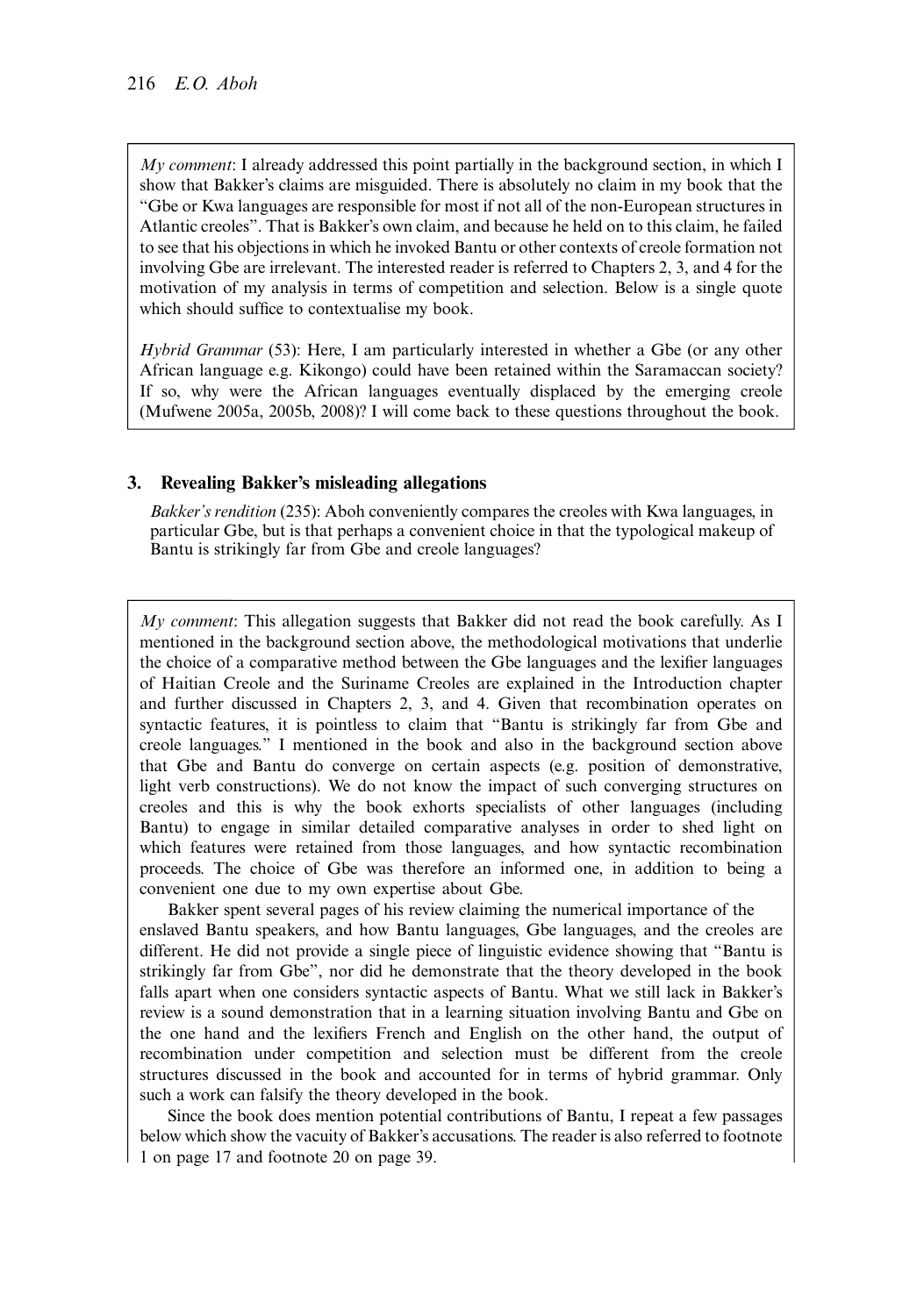*My comment*: I already addressed this point partially in the background section, in which I show that Bakker's claims are misguided. There is absolutely no claim in my book that the "Gbe or Kwa languages are responsible for most if not all of the non-European structures in Atlantic creoles". That is Bakker's own claim, and because he held on to this claim, he failed to see that his objections in which he invoked Bantu or other contexts of creole formation not involving Gbe are irrelevant. The interested reader is referred to Chapters 2, 3, and 4 for the motivation of my analysis in terms of competition and selection. Below is a single quote which should suffice to contextualise my book.

*Hybrid Grammar* (53): Here, I am particularly interested in whether a Gbe (or any other African language e.g. Kikongo) could have been retained within the Saramaccan society? If so, why were the African languages eventually displaced by the emerging creole (Mufwene 2005a, 2005b, 2008)? I will come back to these questions throughout the book.

## 3. Revealing Bakker's misleading allegations

*Bakker's rendition* (235): Aboh conveniently compares the creoles with Kwa languages, in particular Gbe, but is that perhaps a convenient choice in that the typological makeup of Bantu is strikingly far from Gbe and creole languages?

*My comment*: This allegation suggests that Bakker did not read the book carefully. As I mentioned in the background section above, the methodological motivations that underlie the choice of a comparative method between the Gbe languages and the lexifier languages of Haitian Creole and the Suriname Creoles are explained in the Introduction chapter and further discussed in Chapters 2, 3, and 4. Given that recombination operates on syntactic features, it is pointless to claim that "Bantu is strikingly far from Gbe and creole languages." I mentioned in the book and also in the background section above that Gbe and Bantu do converge on certain aspects (e.g. position of demonstrative, light verb constructions). We do not know the impact of such converging structures on creoles and this is why the book exhorts specialists of other languages (including Bantu) to engage in similar detailed comparative analyses in order to shed light on which features were retained from those languages, and how syntactic recombination proceeds. The choice of Gbe was therefore an informed one, in addition to being a convenient one due to my own expertise about Gbe.

Bakker spent several pages of his review claiming the numerical importance of the enslaved Bantu speakers, and how Bantu languages, Gbe languages, and the creoles are different. He did not provide a single piece of linguistic evidence showing that "Bantu is strikingly far from Gbe", nor did he demonstrate that the theory developed in the book falls apart when one considers syntactic aspects of Bantu. What we still lack in Bakker's review is a sound demonstration that in a learning situation involving Bantu and Gbe on the one hand and the lexifiers French and English on the other hand, the output of recombination under competition and selection must be different from the creole structures discussed in the book and accounted for in terms of hybrid grammar. Only such a work can falsify the theory developed in the book.

Since the book does mention potential contributions of Bantu, I repeat a few passages below which show the vacuity of Bakker's accusations. The reader is also referred to footnote 1 on page 17 and footnote 20 on page 39.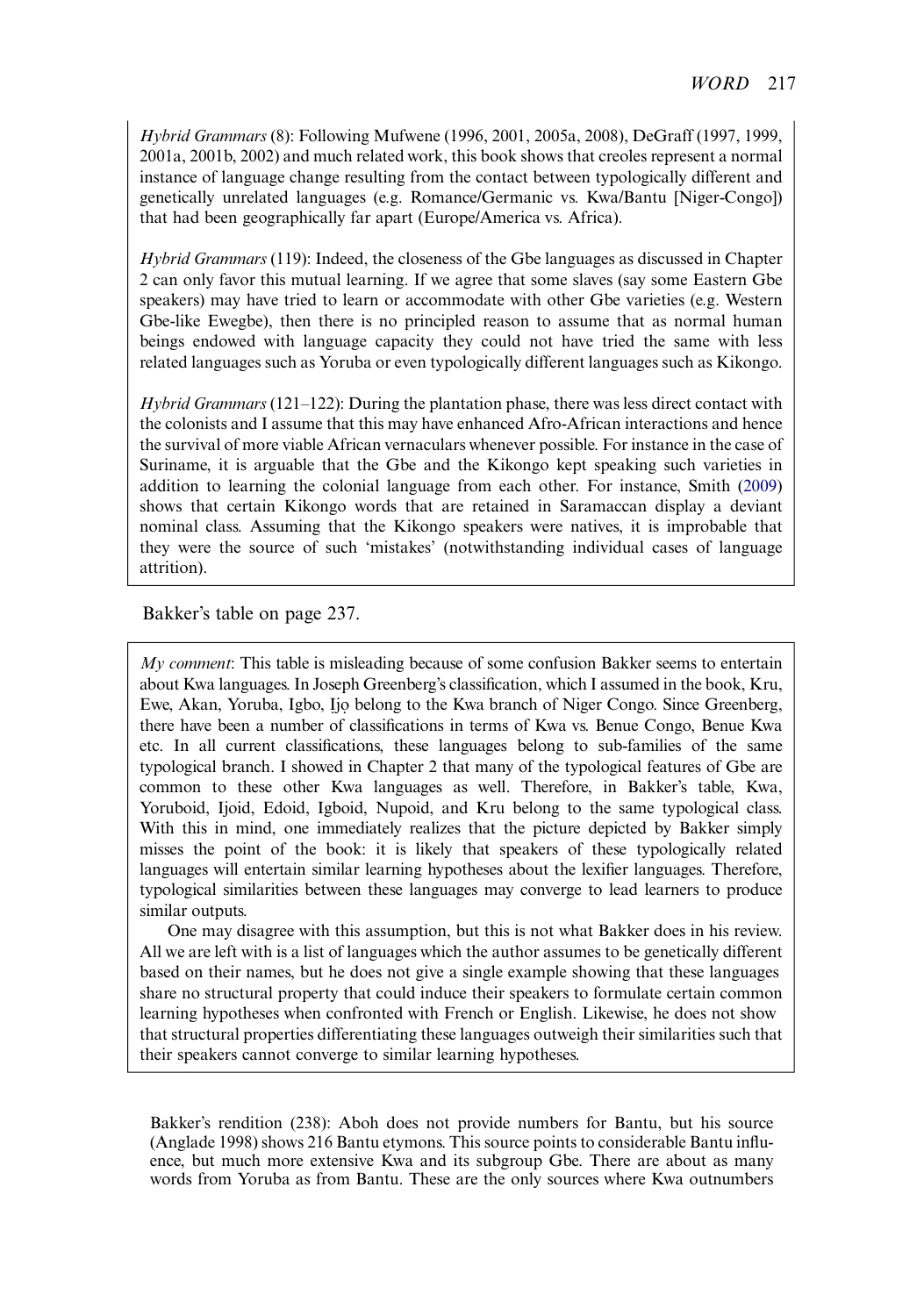*Hybrid Grammars* (8): Following Mufwene (1996, 2001, 2005a, 2008), DeGraff (1997, 1999, 2001a, 2001b, 2002) and much related work, this book shows that creoles represent a normal instance of language change resulting from the contact between typologically different and genetically unrelated languages (e.g. Romance/Germanic vs. Kwa/Bantu [Niger-Congo]) that had been geographically far apart (Europe/America vs. Africa).

*Hybrid Grammars* (119): Indeed, the closeness of the Gbe languages as discussed in Chapter 2 can only favor this mutual learning. If we agree that some slaves (say some Eastern Gbe speakers) may have tried to learn or accommodate with other Gbe varieties (e.g. Western Gbe-like Ewegbe), then there is no principled reason to assume that as normal human beings endowed with language capacity they could not have tried the same with less related languages such as Yoruba or even typologically different languages such as Kikongo.

*Hybrid Grammars* (121–122): During the plantation phase, there was less direct contact with the colonists and I assume that this may have enhanced Afro-African interactions and hence the survival of more viable African vernaculars whenever possible. For instance in the case of Suriname, it is arguable that the Gbe and the Kikongo kept speaking such varieties in addition to learning the colonial language from each other. For instance, Smith (2009) shows that certain Kikongo words that are retained in Saramaccan display a deviant nominal class. Assuming that the Kikongo speakers were natives, it is improbable that they were the source of such 'mistakes' (notwithstanding individual cases of language attrition).

Bakker's table on page 237.

*My comment*: This table is misleading because of some confusion Bakker seems to entertain about Kwa languages. In Joseph Greenberg's classification, which I assumed in the book, Kru, Ewe, Akan, Yoruba, Igbo, Ịjọ belong to the Kwa branch of Niger Congo. Since Greenberg, there have been a number of classifications in terms of Kwa vs. Benue Congo, Benue Kwa etc. In all current classifications, these languages belong to sub-families of the same typological branch. I showed in Chapter 2 that many of the typological features of Gbe are common to these other Kwa languages as well. Therefore, in Bakker's table, Kwa, Yoruboid, Ijoid, Edoid, Igboid, Nupoid, and Kru belong to the same typological class. With this in mind, one immediately realizes that the picture depicted by Bakker simply misses the point of the book: it is likely that speakers of these typologically related languages will entertain similar learning hypotheses about the lexifier languages. Therefore, typological similarities between these languages may converge to lead learners to produce similar outputs.

One may disagree with this assumption, but this is not what Bakker does in his review. All we are left with is a list of languages which the author assumes to be genetically different based on their names, but he does not give a single example showing that these languages share no structural property that could induce their speakers to formulate certain common learning hypotheses when confronted with French or English. Likewise, he does not show that structural properties differentiating these languages outweigh their similarities such that their speakers cannot converge to similar learning hypotheses.

Bakker's rendition (238): Aboh does not provide numbers for Bantu, but his source (Anglade 1998) shows 216 Bantu etymons. This source points to considerable Bantu influence, but much more extensive Kwa and its subgroup Gbe. There are about as many words from Yoruba as from Bantu. These are the only sources where Kwa outnumbers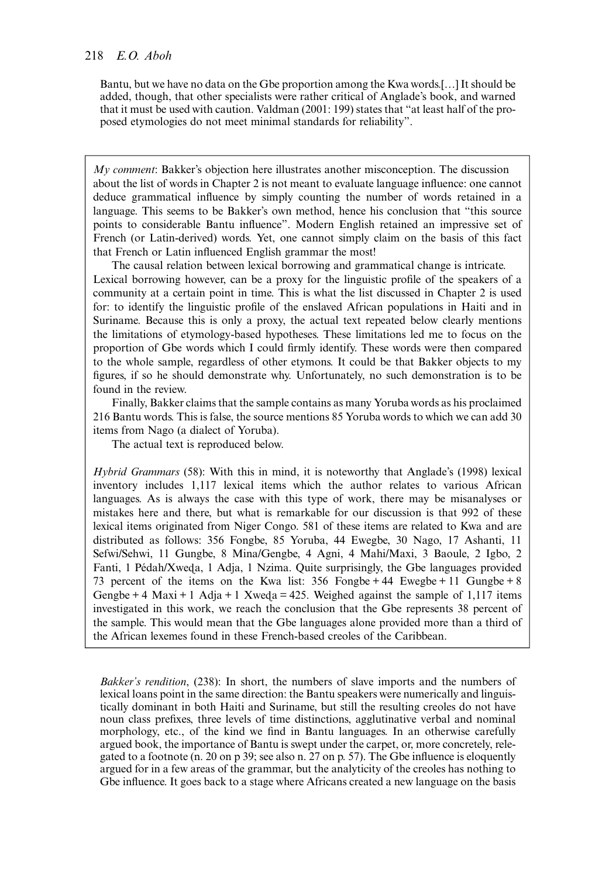Bantu, but we have no data on the Gbe proportion among the Kwa words.[…] It should be added, though, that other specialists were rather critical of Anglade's book, and warned that it must be used with caution. Valdman (2001: 199) states that "at least half of the proposed etymologies do not meet minimal standards for reliability".

> *My comment*: Bakker's objection here illustrates another misconception. The discussion about the list of words in Chapter 2 is not meant to evaluate language influence: one cannot deduce grammatical influence by simply counting the number of words retained in a language. This seems to be Bakker's own method, hence his conclusion that "this source points to considerable Bantu influence". Modern English retained an impressive set of French (or Latin-derived) words. Yet, one cannot simply claim on the basis of this fact that French or Latin influenced English grammar the most!
>
> The causal relation between lexical borrowing and grammatical change is intricate. Lexical borrowing however, can be a proxy for the linguistic profile of the speakers of a community at a certain point in time. This is what the list discussed in Chapter 2 is used for: to identify the linguistic profile of the enslaved African populations in Haiti and in Suriname. Because this is only a proxy, the actual text repeated below clearly mentions the limitations of etymology-based hypotheses. These limitations led me to focus on the proportion of Gbe words which I could firmly identify. These words were then compared to the whole sample, regardless of other etymons. It could be that Bakker objects to my figures, if so he should demonstrate why. Unfortunately, no such demonstration is to be found in the review.
>
> Finally, Bakker claims that the sample contains as many Yoruba words as his proclaimed 216 Bantu words. This is false, the source mentions 85 Yoruba words to which we can add 30 items from Nago (a dialect of Yoruba).
>
> The actual text is reproduced below.
>
> *Hybrid Grammars* (58): With this in mind, it is noteworthy that Anglade's (1998) lexical inventory includes 1,117 lexical items which the author relates to various African languages. As is always the case with this type of work, there may be misanalyses or mistakes here and there, but what is remarkable for our discussion is that 992 of these lexical items originated from Niger Congo. 581 of these items are related to Kwa and are distributed as follows: 356 Fongbe, 85 Yoruba, 44 Ewegbe, 30 Nago, 17 Ashanti, 11 Sefwi/Sehwi, 11 Gungbe, 8 Mina/Gengbe, 4 Agni, 4 Mahi/Maxi, 3 Baoule, 2 Igbo, 2 Fanti, 1 Pédah/Xwe�River, 1 Adja, 1 Nzima. Quite surprisingly, the Gbe languages provided 73 percent of the items on the Kwa list: 356 Fongbe + 44 Ewegbe + 11 Gungbe + 8 Gengbe + 4 Maxi + 1 Adja + 1 Xweḍa = 425. Weighed against the sample of 1,117 items investigated in this work, we reach the conclusion that the Gbe represents 38 percent of the sample. This would mean that the Gbe languages alone provided more than a third of the African lexemes found in these French-based creoles of the Caribbean.

*Bakker's rendition*, (238): In short, the numbers of slave imports and the numbers of lexical loans point in the same direction: the Bantu speakers were numerically and linguistically dominant in both Haiti and Suriname, but still the resulting creoles do not have noun class prefixes, three levels of time distinctions, agglutinative verbal and nominal morphology, etc., of the kind we find in Bantu languages. In an otherwise carefully argued book, the importance of Bantu is swept under the carpet, or, more concretely, relegated to a footnote (n. 20 on p 39; see also n. 27 on p. 57). The Gbe influence is eloquently argued for in a few areas of the grammar, but the analyticity of the creoles has nothing to Gbe influence. It goes back to a stage where Africans created a new language on the basis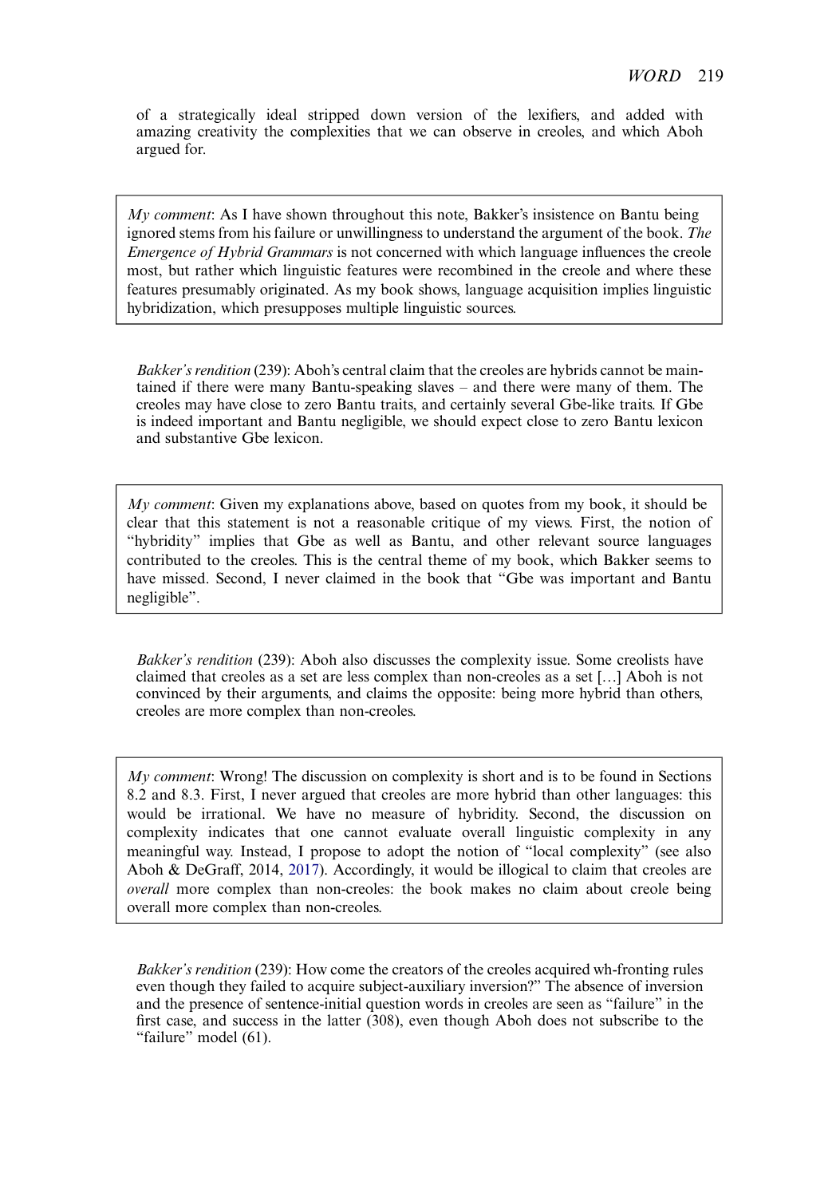of a strategically ideal stripped down version of the lexifiers, and added with amazing creativity the complexities that we can observe in creoles, and which Aboh argued for.

> *My comment*: As I have shown throughout this note, Bakker's insistence on Bantu being ignored stems from his failure or unwillingness to understand the argument of the book. *The Emergence of Hybrid Grammars* is not concerned with which language influences the creole most, but rather which linguistic features were recombined in the creole and where these features presumably originated. As my book shows, language acquisition implies linguistic hybridization, which presupposes multiple linguistic sources.

*Bakker's rendition* (239): Aboh's central claim that the creoles are hybrids cannot be maintained if there were many Bantu-speaking slaves – and there were many of them. The creoles may have close to zero Bantu traits, and certainly several Gbe-like traits. If Gbe is indeed important and Bantu negligible, we should expect close to zero Bantu lexicon and substantive Gbe lexicon.

> *My comment*: Given my explanations above, based on quotes from my book, it should be clear that this statement is not a reasonable critique of my views. First, the notion of "hybridity" implies that Gbe as well as Bantu, and other relevant source languages contributed to the creoles. This is the central theme of my book, which Bakker seems to have missed. Second, I never claimed in the book that "Gbe was important and Bantu negligible".

*Bakker's rendition* (239): Aboh also discusses the complexity issue. Some creolists have claimed that creoles as a set are less complex than non-creoles as a set […] Aboh is not convinced by their arguments, and claims the opposite: being more hybrid than others, creoles are more complex than non-creoles.

> *My comment*: Wrong! The discussion on complexity is short and is to be found in Sections 8.2 and 8.3. First, I never argued that creoles are more hybrid than other languages: this would be irrational. We have no measure of hybridity. Second, the discussion on complexity indicates that one cannot evaluate overall linguistic complexity in any meaningful way. Instead, I propose to adopt the notion of "local complexity" (see also Aboh & DeGraff, 2014, 2017). Accordingly, it would be illogical to claim that creoles are *overall* more complex than non-creoles: the book makes no claim about creole being overall more complex than non-creoles.

*Bakker's rendition* (239): How come the creators of the creoles acquired wh-fronting rules even though they failed to acquire subject-auxiliary inversion?" The absence of inversion and the presence of sentence-initial question words in creoles are seen as "failure" in the first case, and success in the latter (308), even though Aboh does not subscribe to the "failure" model (61).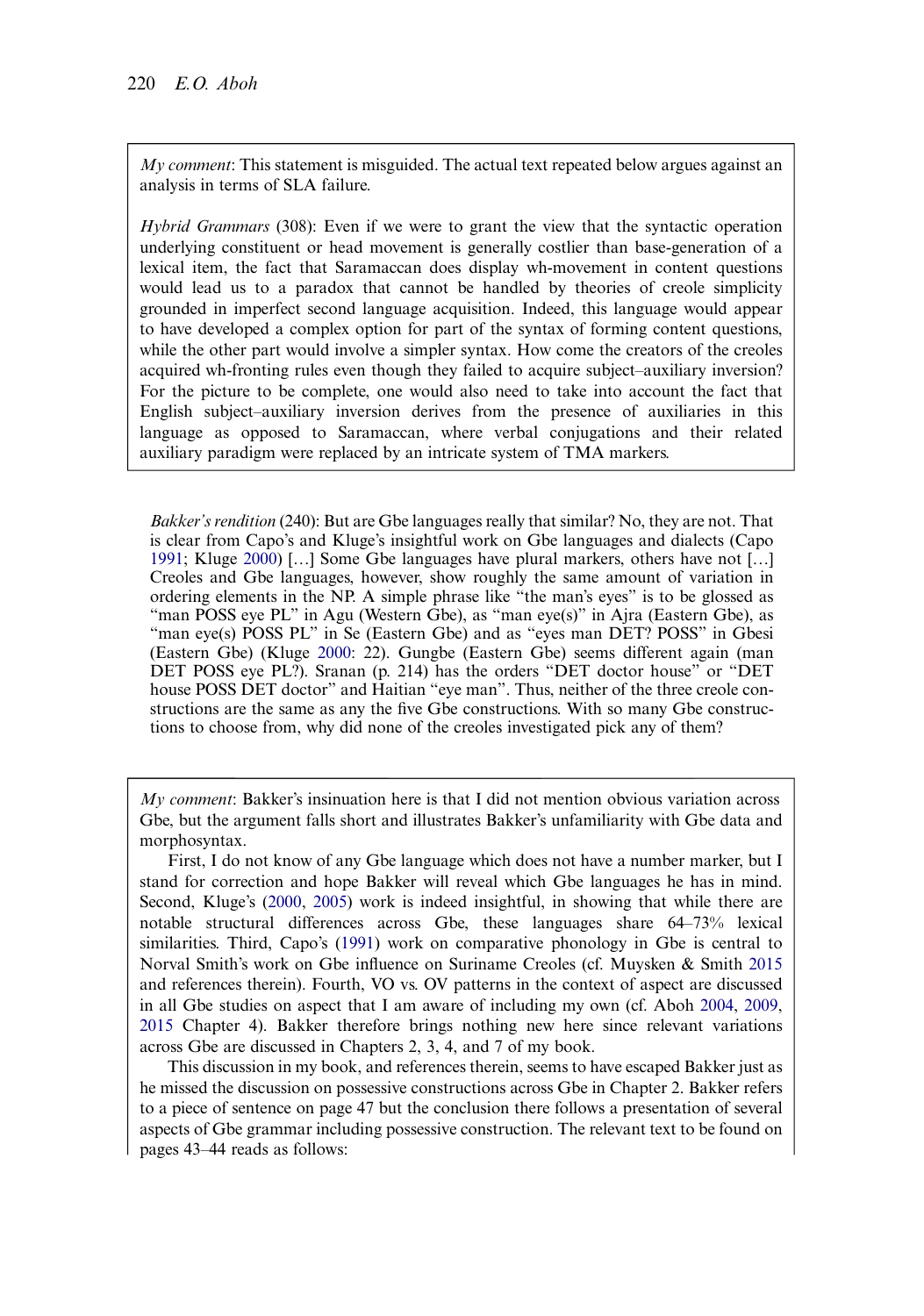*My comment*: This statement is misguided. The actual text repeated below argues against an analysis in terms of SLA failure.

*Hybrid Grammars* (308): Even if we were to grant the view that the syntactic operation underlying constituent or head movement is generally costlier than base-generation of a lexical item, the fact that Saramaccan does display wh-movement in content questions would lead us to a paradox that cannot be handled by theories of creole simplicity grounded in imperfect second language acquisition. Indeed, this language would appear to have developed a complex option for part of the syntax of forming content questions, while the other part would involve a simpler syntax. How come the creators of the creoles acquired wh-fronting rules even though they failed to acquire subject–auxiliary inversion? For the picture to be complete, one would also need to take into account the fact that English subject–auxiliary inversion derives from the presence of auxiliaries in this language as opposed to Saramaccan, where verbal conjugations and their related auxiliary paradigm were replaced by an intricate system of TMA markers.

*Bakker's rendition* (240): But are Gbe languages really that similar? No, they are not. That is clear from Capo's and Kluge's insightful work on Gbe languages and dialects (Capo 1991; Kluge 2000) […] Some Gbe languages have plural markers, others have not […] Creoles and Gbe languages, however, show roughly the same amount of variation in ordering elements in the NP. A simple phrase like "the man's eyes" is to be glossed as "man POSS eye PL" in Agu (Western Gbe), as "man eye(s)" in Ajra (Eastern Gbe), as "man eye(s) POSS PL" in Se (Eastern Gbe) and as "eyes man DET? POSS" in Gbesi (Eastern Gbe) (Kluge 2000: 22). Gungbe (Eastern Gbe) seems different again (man DET POSS eye PL?). Sranan (p. 214) has the orders "DET doctor house" or "DET house POSS DET doctor" and Haitian "eye man". Thus, neither of the three creole constructions are the same as any the five Gbe constructions. With so many Gbe constructions to choose from, why did none of the creoles investigated pick any of them?

*My comment*: Bakker's insinuation here is that I did not mention obvious variation across Gbe, but the argument falls short and illustrates Bakker's unfamiliarity with Gbe data and morphosyntax.

First, I do not know of any Gbe language which does not have a number marker, but I stand for correction and hope Bakker will reveal which Gbe languages he has in mind. Second, Kluge's (2000, 2005) work is indeed insightful, in showing that while there are notable structural differences across Gbe, these languages share 64–73% lexical similarities. Third, Capo's (1991) work on comparative phonology in Gbe is central to Norval Smith's work on Gbe influence on Suriname Creoles (cf. Muysken & Smith 2015 and references therein). Fourth, VO vs. OV patterns in the context of aspect are discussed in all Gbe studies on aspect that I am aware of including my own (cf. Aboh 2004, 2009, 2015 Chapter 4). Bakker therefore brings nothing new here since relevant variations across Gbe are discussed in Chapters 2, 3, 4, and 7 of my book.

This discussion in my book, and references therein, seems to have escaped Bakker just as he missed the discussion on possessive constructions across Gbe in Chapter 2. Bakker refers to a piece of sentence on page 47 but the conclusion there follows a presentation of several aspects of Gbe grammar including possessive construction. The relevant text to be found on pages 43–44 reads as follows: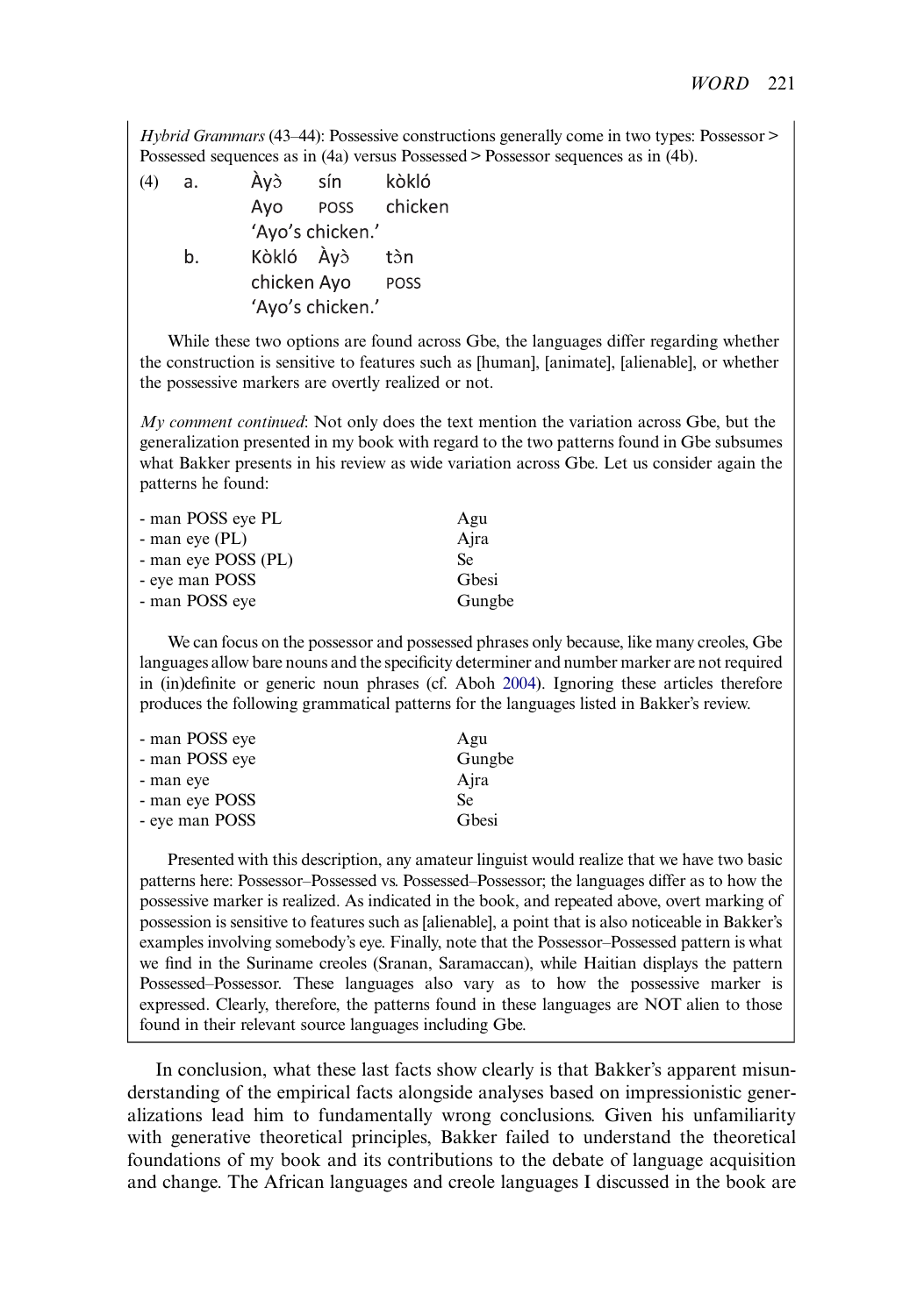*Hybrid Grammars* (43–44): Possessive constructions generally come in two types: Possessor > Possessed sequences as in (4a) versus Possessed > Possessor sequences as in (4b).

(4) a. Àyɔ̀ sín kòkló
  Ayo POSS chicken
  'Ayo's chicken.'

 b. Kòkló Àyɔ̀ tɔ̀n
  chicken Ayo POSS
  'Ayo's chicken.'

While these two options are found across Gbe, the languages differ regarding whether the construction is sensitive to features such as [human], [animate], [alienable], or whether the possessive markers are overtly realized or not.

*My comment continued*: Not only does the text mention the variation across Gbe, but the generalization presented in my book with regard to the two patterns found in Gbe subsumes what Bakker presents in his review as wide variation across Gbe. Let us consider again the patterns he found:

| | |
|---|---|
| - man POSS eye PL | Agu |
| - man eye (PL) | Ajra |
| - man eye POSS (PL) | Se |
| - eye man POSS | Gbesi |
| - man POSS eye | Gungbe |

We can focus on the possessor and possessed phrases only because, like many creoles, Gbe languages allow bare nouns and the specificity determiner and number marker are not required in (in)definite or generic noun phrases (cf. Aboh 2004). Ignoring these articles therefore produces the following grammatical patterns for the languages listed in Bakker's review.

| | |
|---|---|
| - man POSS eye | Agu |
| - man POSS eye | Gungbe |
| - man eye | Ajra |
| - man eye POSS | Se |
| - eye man POSS | Gbesi |

Presented with this description, any amateur linguist would realize that we have two basic patterns here: Possessor–Possessed vs. Possessed–Possessor; the languages differ as to how the possessive marker is realized. As indicated in the book, and repeated above, overt marking of possession is sensitive to features such as [alienable], a point that is also noticeable in Bakker's examples involving somebody's eye. Finally, note that the Possessor–Possessed pattern is what we find in the Suriname creoles (Sranan, Saramaccan), while Haitian displays the pattern Possessed–Possessor. These languages also vary as to how the possessive marker is expressed. Clearly, therefore, the patterns found in these languages are NOT alien to those found in their relevant source languages including Gbe.

In conclusion, what these last facts show clearly is that Bakker's apparent misunderstanding of the empirical facts alongside analyses based on impressionistic generalizations lead him to fundamentally wrong conclusions. Given his unfamiliarity with generative theoretical principles, Bakker failed to understand the theoretical foundations of my book and its contributions to the debate of language acquisition and change. The African languages and creole languages I discussed in the book are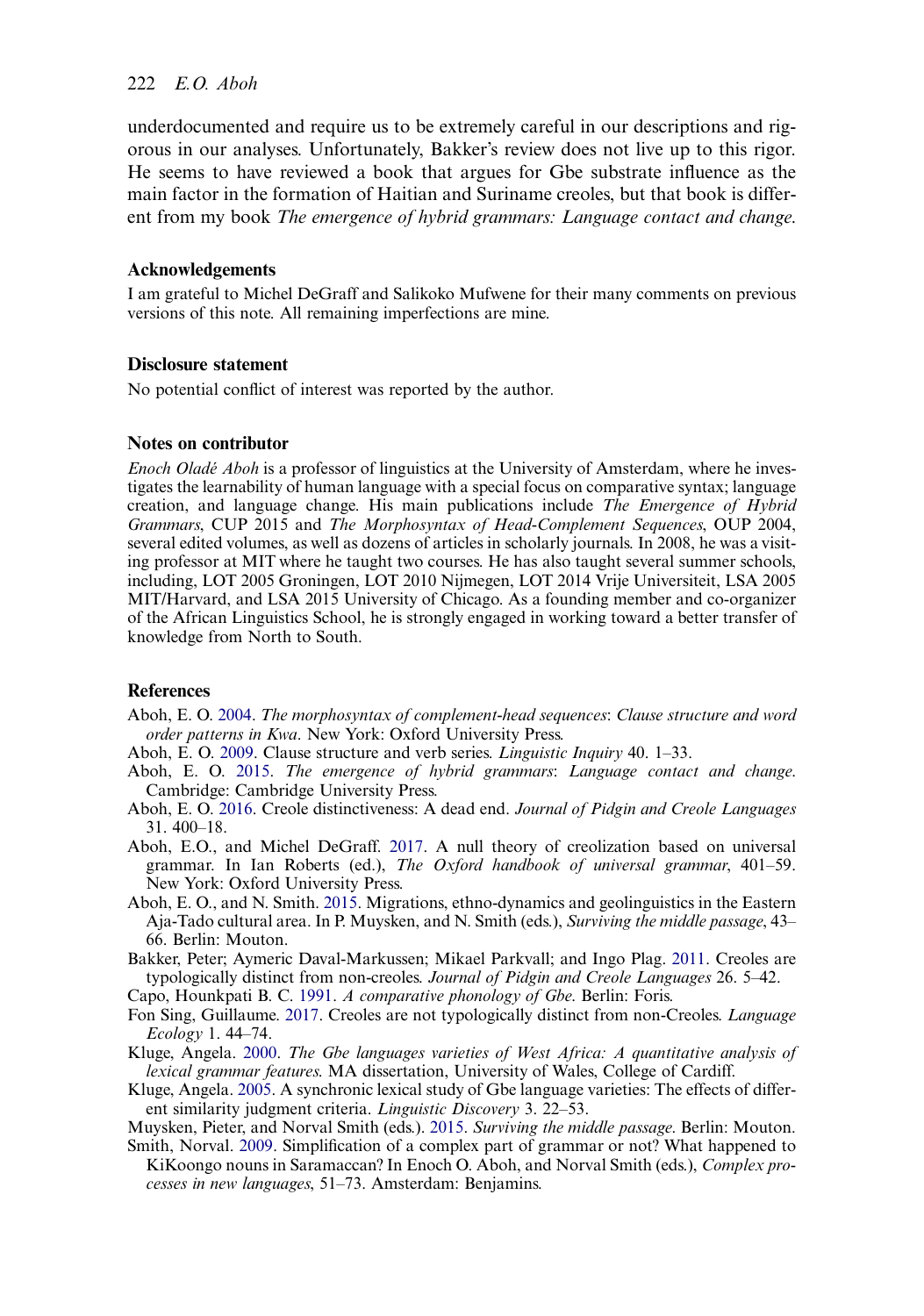underdocumented and require us to be extremely careful in our descriptions and rigorous in our analyses. Unfortunately, Bakker's review does not live up to this rigor. He seems to have reviewed a book that argues for Gbe substrate influence as the main factor in the formation of Haitian and Suriname creoles, but that book is different from my book *The emergence of hybrid grammars: Language contact and change*.

## Acknowledgements

I am grateful to Michel DeGraff and Salikoko Mufwene for their many comments on previous versions of this note. All remaining imperfections are mine.

## Disclosure statement

No potential conflict of interest was reported by the author.

## Notes on contributor

*Enoch Oladé Aboh* is a professor of linguistics at the University of Amsterdam, where he investigates the learnability of human language with a special focus on comparative syntax; language creation, and language change. His main publications include *The Emergence of Hybrid Grammars*, CUP 2015 and *The Morphosyntax of Head-Complement Sequences*, OUP 2004, several edited volumes, as well as dozens of articles in scholarly journals. In 2008, he was a visiting professor at MIT where he taught two courses. He has also taught several summer schools, including, LOT 2005 Groningen, LOT 2010 Nijmegen, LOT 2014 Vrije Universiteit, LSA 2005 MIT/Harvard, and LSA 2015 University of Chicago. As a founding member and co-organizer of the African Linguistics School, he is strongly engaged in working toward a better transfer of knowledge from North to South.

## References

Aboh, E. O. 2004. *The morphosyntax of complement-head sequences*: *Clause structure and word order patterns in Kwa*. New York: Oxford University Press.

Aboh, E. O. 2009. Clause structure and verb series. *Linguistic Inquiry* 40. 1–33.

Aboh, E. O. 2015. *The emergence of hybrid grammars*: *Language contact and change*. Cambridge: Cambridge University Press.

Aboh, E. O. 2016. Creole distinctiveness: A dead end. *Journal of Pidgin and Creole Languages* 31. 400–18.

Aboh, E.O., and Michel DeGraff. 2017. A null theory of creolization based on universal grammar. In Ian Roberts (ed.), *The Oxford handbook of universal grammar*, 401–59. New York: Oxford University Press.

Aboh, E. O., and N. Smith. 2015. Migrations, ethno-dynamics and geolinguistics in the Eastern Aja-Tado cultural area. In P. Muysken, and N. Smith (eds.), *Surviving the middle passage*, 43–66. Berlin: Mouton.

Bakker, Peter; Aymeric Daval-Markussen; Mikael Parkvall; and Ingo Plag. 2011. Creoles are typologically distinct from non-creoles. *Journal of Pidgin and Creole Languages* 26. 5–42.

Capo, Hounkpati B. C. 1991. *A comparative phonology of Gbe*. Berlin: Foris.

Fon Sing, Guillaume. 2017. Creoles are not typologically distinct from non-Creoles. *Language Ecology* 1. 44–74.

Kluge, Angela. 2000. *The Gbe languages varieties of West Africa: A quantitative analysis of lexical grammar features*. MA dissertation, University of Wales, College of Cardiff.

Kluge, Angela. 2005. A synchronic lexical study of Gbe language varieties: The effects of different similarity judgment criteria. *Linguistic Discovery* 3. 22–53.

Muysken, Pieter, and Norval Smith (eds.). 2015. *Surviving the middle passage*. Berlin: Mouton.

Smith, Norval. 2009. Simplification of a complex part of grammar or not? What happened to KiKoongo nouns in Saramaccan? In Enoch O. Aboh, and Norval Smith (eds.), *Complex processes in new languages*, 51–73. Amsterdam: Benjamins.